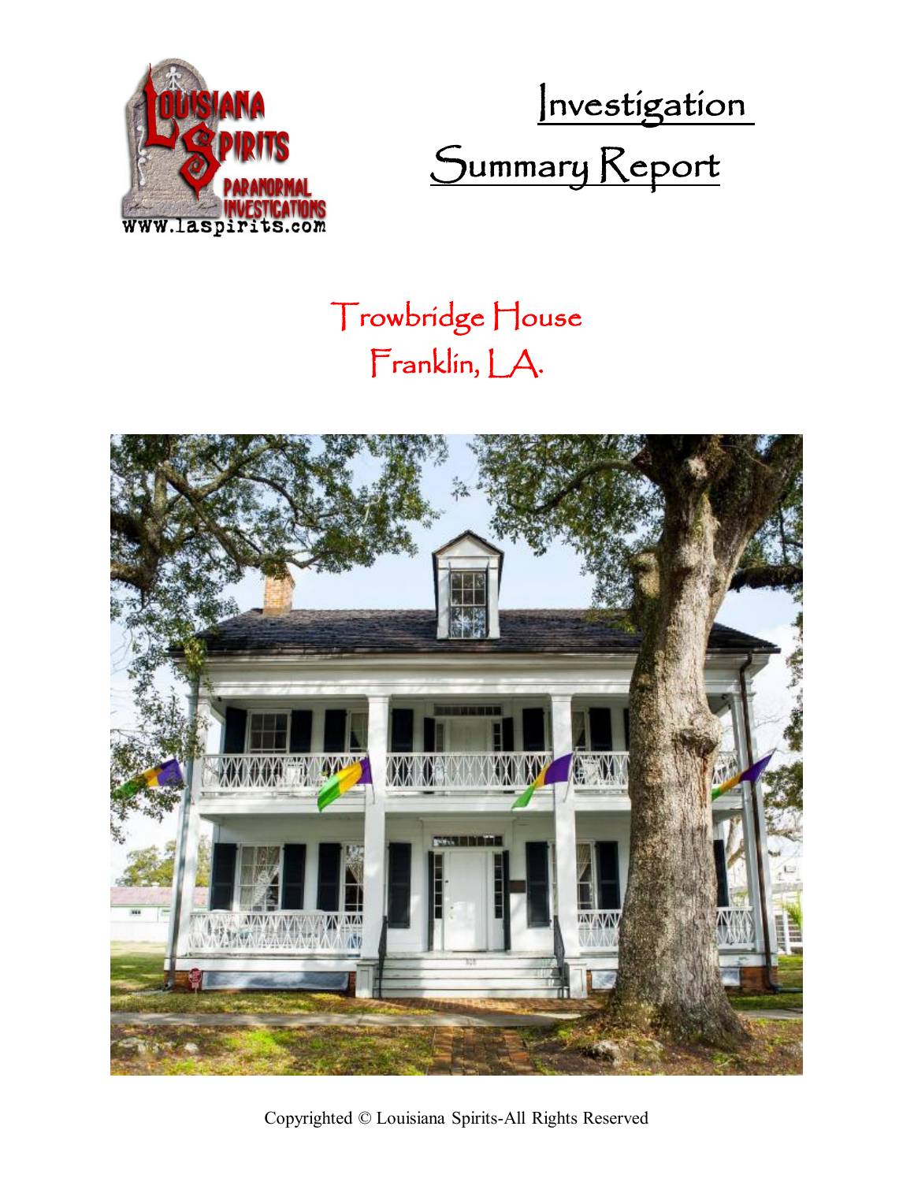# Investigation Summary Report

## Trowbridge House
## Franklin, LA.

Copyrighted © Louisiana Spirits-All Rights Reserved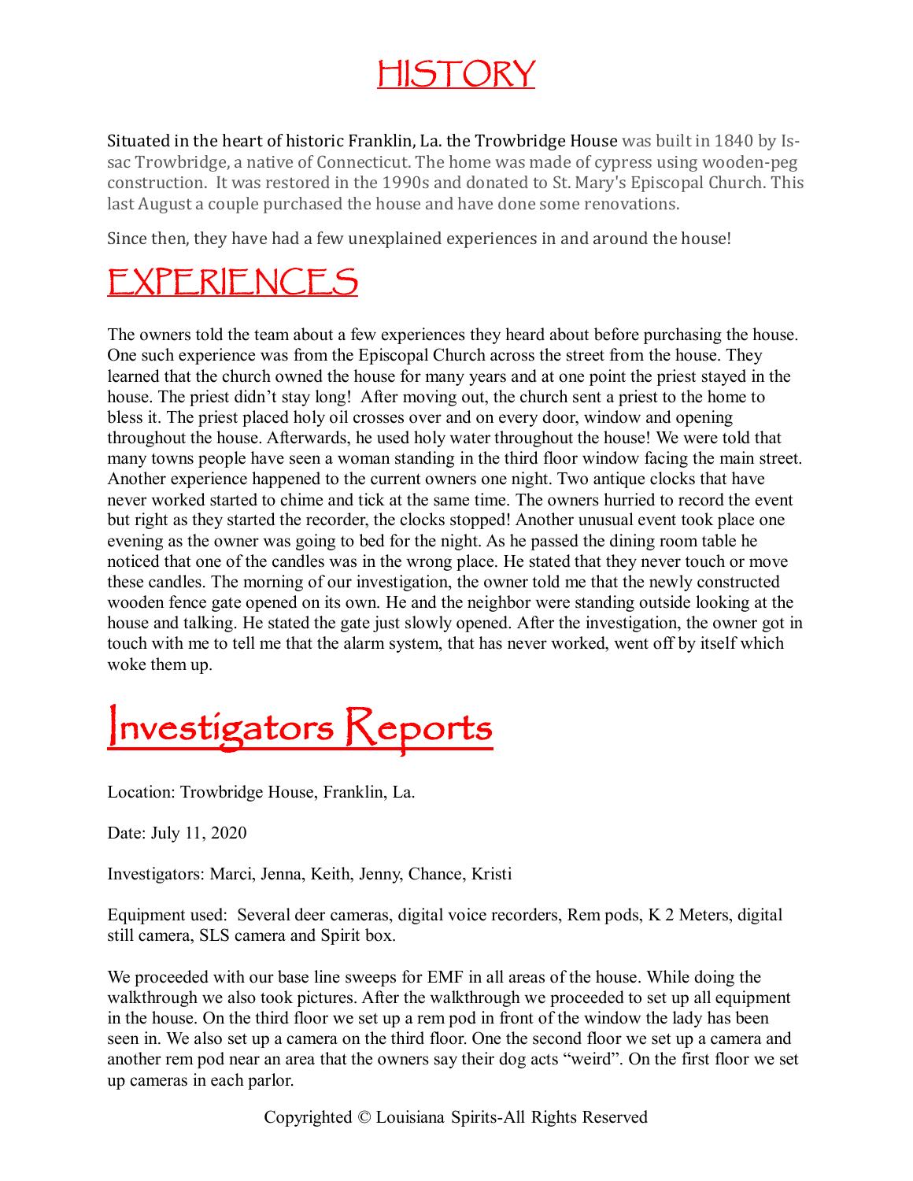# HISTORY

Situated in the heart of historic Franklin, La. the Trowbridge House was built in 1840 by Issac Trowbridge, a native of Connecticut. The home was made of cypress using wooden-peg construction. It was restored in the 1990s and donated to St. Mary's Episcopal Church. This last August a couple purchased the house and have done some renovations.

Since then, they have had a few unexplained experiences in and around the house!

# EXPERIENCES

The owners told the team about a few experiences they heard about before purchasing the house. One such experience was from the Episcopal Church across the street from the house. They learned that the church owned the house for many years and at one point the priest stayed in the house. The priest didn't stay long! After moving out, the church sent a priest to the home to bless it. The priest placed holy oil crosses over and on every door, window and opening throughout the house. Afterwards, he used holy water throughout the house! We were told that many towns people have seen a woman standing in the third floor window facing the main street. Another experience happened to the current owners one night. Two antique clocks that have never worked started to chime and tick at the same time. The owners hurried to record the event but right as they started the recorder, the clocks stopped! Another unusual event took place one evening as the owner was going to bed for the night. As he passed the dining room table he noticed that one of the candles was in the wrong place. He stated that they never touch or move these candles. The morning of our investigation, the owner told me that the newly constructed wooden fence gate opened on its own. He and the neighbor were standing outside looking at the house and talking. He stated the gate just slowly opened. After the investigation, the owner got in touch with me to tell me that the alarm system, that has never worked, went off by itself which woke them up.

# Investigators Reports

Location: Trowbridge House, Franklin, La.

Date: July 11, 2020

Investigators: Marci, Jenna, Keith, Jenny, Chance, Kristi

Equipment used: Several deer cameras, digital voice recorders, Rem pods, K 2 Meters, digital still camera, SLS camera and Spirit box.

We proceeded with our base line sweeps for EMF in all areas of the house. While doing the walkthrough we also took pictures. After the walkthrough we proceeded to set up all equipment in the house. On the third floor we set up a rem pod in front of the window the lady has been seen in. We also set up a camera on the third floor. One the second floor we set up a camera and another rem pod near an area that the owners say their dog acts "weird". On the first floor we set up cameras in each parlor.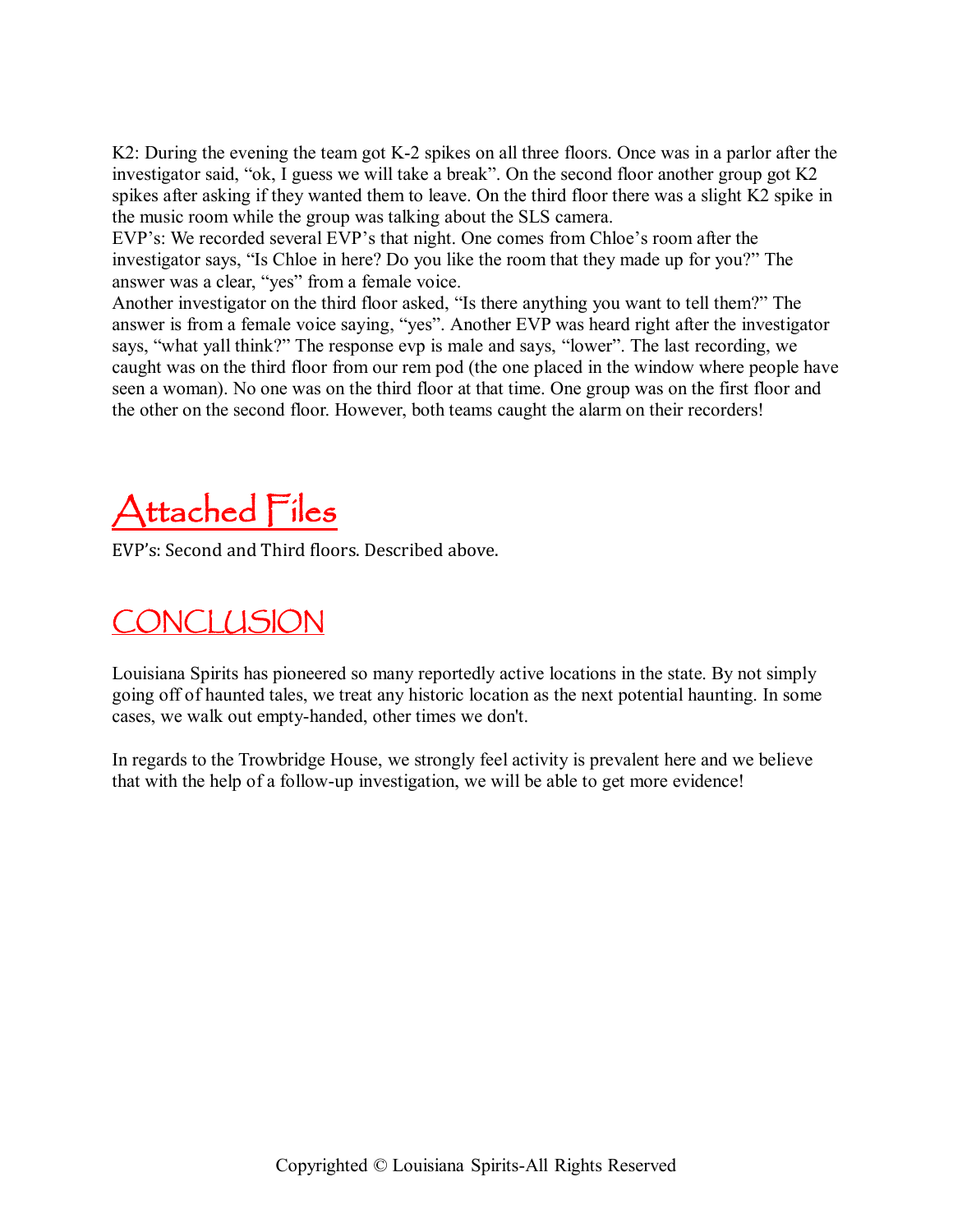K2: During the evening the team got K-2 spikes on all three floors. Once was in a parlor after the investigator said, “ok, I guess we will take a break”. On the second floor another group got K2 spikes after asking if they wanted them to leave. On the third floor there was a slight K2 spike in the music room while the group was talking about the SLS camera.

EVP’s: We recorded several EVP’s that night. One comes from Chloe’s room after the investigator says, “Is Chloe in here? Do you like the room that they made up for you?” The answer was a clear, “yes” from a female voice.

Another investigator on the third floor asked, “Is there anything you want to tell them?” The answer is from a female voice saying, “yes”. Another EVP was heard right after the investigator says, “what yall think?” The response evp is male and says, “lower”. The last recording, we caught was on the third floor from our rem pod (the one placed in the window where people have seen a woman). No one was on the third floor at that time. One group was on the first floor and the other on the second floor. However, both teams caught the alarm on their recorders!

## Attached Files

EVP’s: Second and Third floors. Described above.

## CONCLUSION

Louisiana Spirits has pioneered so many reportedly active locations in the state. By not simply going off of haunted tales, we treat any historic location as the next potential haunting. In some cases, we walk out empty-handed, other times we don't.

In regards to the Trowbridge House, we strongly feel activity is prevalent here and we believe that with the help of a follow-up investigation, we will be able to get more evidence!

Copyrighted © Louisiana Spirits-All Rights Reserved